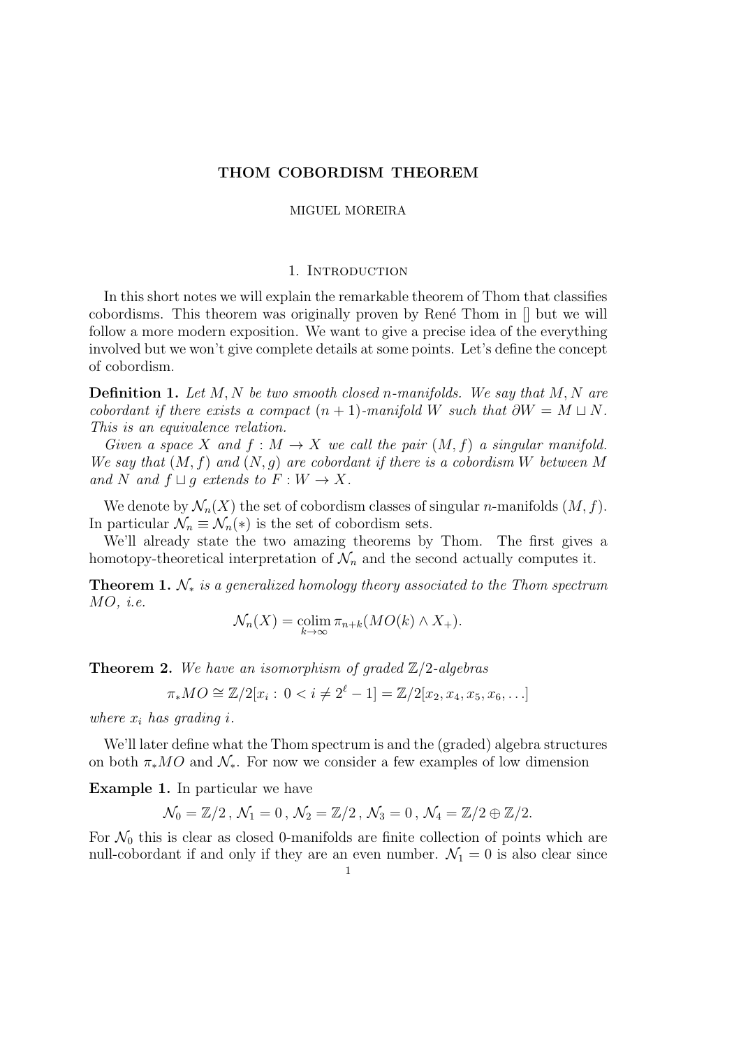# THOM COBORDISM THEOREM

MIGUEL MOREIRA

## 1. Introduction

In this short notes we will explain the remarkable theorem of Thom that classifies cobordisms. This theorem was originally proven by René Thom in [] but we will follow a more modern exposition. We want to give a precise idea of the everything involved but we won't give complete details at some points. Let's define the concept of cobordism.

**Definition 1.** *Let $M, N$ be two smooth closed $n$-manifolds. We say that $M, N$ are cobordant if there exists a compact $(n+1)$-manifold $W$ such that $\partial W = M \sqcup N$. This is an equivalence relation.*

*Given a space $X$ and $f : M \to X$ we call the pair $(M, f)$ a singular manifold. We say that $(M, f)$ and $(N, g)$ are cobordant if there is a cobordism $W$ between $M$ and $N$ and $f \sqcup g$ extends to $F : W \to X$.*

We denote by $\mathcal{N}_n(X)$ the set of cobordism classes of singular $n$-manifolds $(M, f)$. In particular $\mathcal{N}_n \equiv \mathcal{N}_n(*)$ is the set of cobordism sets.

We'll already state the two amazing theorems by Thom. The first gives a homotopy-theoretical interpretation of $\mathcal{N}_n$ and the second actually computes it.

**Theorem 1.** *$\mathcal{N}_*$ is a generalized homology theory associated to the Thom spectrum $MO$, i.e.*

$$\mathcal{N}_n(X) = \operatorname*{colim}_{k \to \infty} \pi_{n+k}(MO(k) \wedge X_+).$$

**Theorem 2.** *We have an isomorphism of graded $\mathbb{Z}/2$-algebras*

$$\pi_* MO \cong \mathbb{Z}/2[x_i : 0 < i \neq 2^\ell - 1] = \mathbb{Z}/2[x_2, x_4, x_5, x_6, \ldots]$$

*where $x_i$ has grading $i$.*

We'll later define what the Thom spectrum is and the (graded) algebra structures on both $\pi_* MO$ and $\mathcal{N}_*$. For now we consider a few examples of low dimension

**Example 1.** In particular we have

$$\mathcal{N}_0 = \mathbb{Z}/2\,,\ \mathcal{N}_1 = 0\,,\ \mathcal{N}_2 = \mathbb{Z}/2\,,\ \mathcal{N}_3 = 0\,,\ \mathcal{N}_4 = \mathbb{Z}/2 \oplus \mathbb{Z}/2.$$

For $\mathcal{N}_0$ this is clear as closed 0-manifolds are finite collection of points which are null-cobordant if and only if they are an even number. $\mathcal{N}_1 = 0$ is also clear since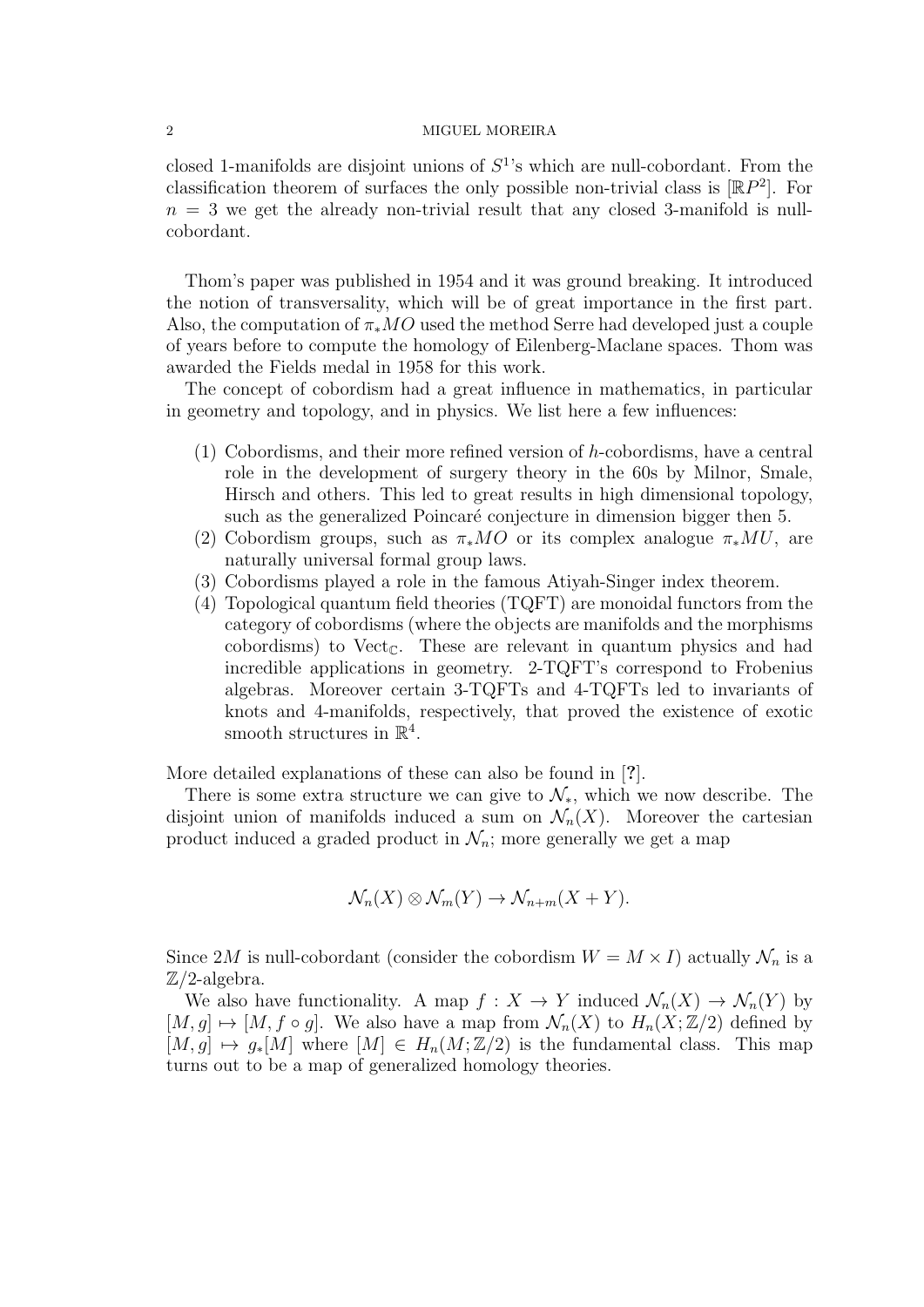closed 1-manifolds are disjoint unions of $S^1$'s which are null-cobordant. From the classification theorem of surfaces the only possible non-trivial class is $[\mathbb{R}P^2]$. For $n = 3$ we get the already non-trivial result that any closed 3-manifold is null-cobordant.

Thom's paper was published in 1954 and it was ground breaking. It introduced the notion of transversality, which will be of great importance in the first part. Also, the computation of $\pi_* MO$ used the method Serre had developed just a couple of years before to compute the homology of Eilenberg-Maclane spaces. Thom was awarded the Fields medal in 1958 for this work.

The concept of cobordism had a great influence in mathematics, in particular in geometry and topology, and in physics. We list here a few influences:

1. Cobordisms, and their more refined version of $h$-cobordisms, have a central role in the development of surgery theory in the 60s by Milnor, Smale, Hirsch and others. This led to great results in high dimensional topology, such as the generalized Poincaré conjecture in dimension bigger then 5.
2. Cobordism groups, such as $\pi_* MO$ or its complex analogue $\pi_* MU$, are naturally universal formal group laws.
3. Cobordisms played a role in the famous Atiyah-Singer index theorem.
4. Topological quantum field theories (TQFT) are monoidal functors from the category of cobordisms (where the objects are manifolds and the morphisms cobordisms) to $\mathrm{Vect}_{\mathbb{C}}$. These are relevant in quantum physics and had incredible applications in geometry. 2-TQFT's correspond to Frobenius algebras. Moreover certain 3-TQFTs and 4-TQFTs led to invariants of knots and 4-manifolds, respectively, that proved the existence of exotic smooth structures in $\mathbb{R}^4$.

More detailed explanations of these can also be found in [?].

There is some extra structure we can give to $\mathcal{N}_*$, which we now describe. The disjoint union of manifolds induced a sum on $\mathcal{N}_n(X)$. Moreover the cartesian product induced a graded product in $\mathcal{N}_n$; more generally we get a map

$$\mathcal{N}_n(X) \otimes \mathcal{N}_m(Y) \to \mathcal{N}_{n+m}(X + Y).$$

Since $2M$ is null-cobordant (consider the cobordism $W = M \times I$) actually $\mathcal{N}_n$ is a $\mathbb{Z}/2$-algebra.

We also have functionality. A map $f : X \to Y$ induced $\mathcal{N}_n(X) \to \mathcal{N}_n(Y)$ by $[M, g] \mapsto [M, f \circ g]$. We also have a map from $\mathcal{N}_n(X)$ to $H_n(X; \mathbb{Z}/2)$ defined by $[M, g] \mapsto g_*[M]$ where $[M] \in H_n(M; \mathbb{Z}/2)$ is the fundamental class. This map turns out to be a map of generalized homology theories.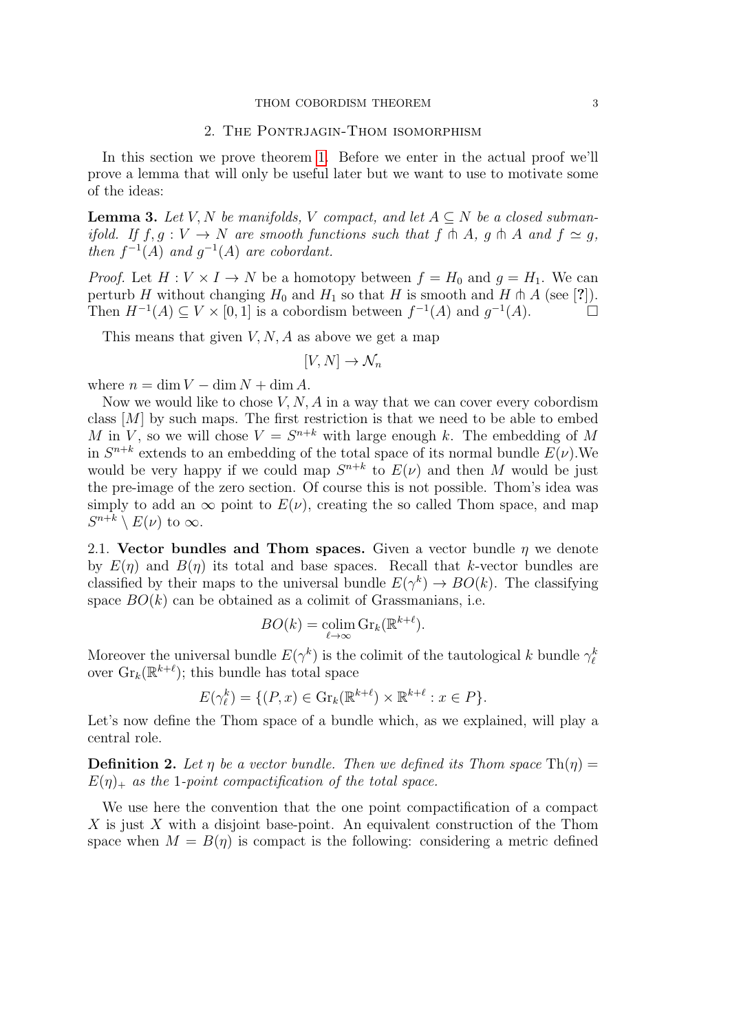## 2. The Pontrjagin-Thom isomorphism

In this section we prove theorem 1. Before we enter in the actual proof we'll prove a lemma that will only be useful later but we want to use to motivate some of the ideas:

**Lemma 3.** *Let $V, N$ be manifolds, $V$ compact, and let $A \subseteq N$ be a closed submanifold. If $f, g : V \to N$ are smooth functions such that $f \pitchfork A$, $g \pitchfork A$ and $f \simeq g$, then $f^{-1}(A)$ and $g^{-1}(A)$ are cobordant.*

*Proof.* Let $H : V \times I \to N$ be a homotopy between $f = H_0$ and $g = H_1$. We can perturb $H$ without changing $H_0$ and $H_1$ so that $H$ is smooth and $H \pitchfork A$ (see [?]). Then $H^{-1}(A) \subseteq V \times [0,1]$ is a cobordism between $f^{-1}(A)$ and $g^{-1}(A)$. □

This means that given $V, N, A$ as above we get a map

$$[V, N] \to \mathcal{N}_n$$

where $n = \dim V - \dim N + \dim A$.

Now we would like to chose $V, N, A$ in a way that we can cover every cobordism class $[M]$ by such maps. The first restriction is that we need to be able to embed $M$ in $V$, so we will chose $V = S^{n+k}$ with large enough $k$. The embedding of $M$ in $S^{n+k}$ extends to an embedding of the total space of its normal bundle $E(\nu)$.We would be very happy if we could map $S^{n+k}$ to $E(\nu)$ and then $M$ would be just the pre-image of the zero section. Of course this is not possible. Thom's idea was simply to add an $\infty$ point to $E(\nu)$, creating the so called Thom space, and map $S^{n+k} \setminus E(\nu)$ to $\infty$.

2.1. **Vector bundles and Thom spaces.** Given a vector bundle $\eta$ we denote by $E(\eta)$ and $B(\eta)$ its total and base spaces. Recall that $k$-vector bundles are classified by their maps to the universal bundle $E(\gamma^k) \to BO(k)$. The classifying space $BO(k)$ can be obtained as a colimit of Grassmanians, i.e.

$$BO(k) = \operatorname*{colim}_{\ell \to \infty} \mathrm{Gr}_k(\mathbb{R}^{k+\ell}).$$

Moreover the universal bundle $E(\gamma^k)$ is the colimit of the tautological $k$ bundle $\gamma^k_\ell$ over $\mathrm{Gr}_k(\mathbb{R}^{k+\ell})$; this bundle has total space

$$E(\gamma^k_\ell) = \{(P, x) \in \mathrm{Gr}_k(\mathbb{R}^{k+\ell}) \times \mathbb{R}^{k+\ell} : x \in P\}.$$

Let's now define the Thom space of a bundle which, as we explained, will play a central role.

**Definition 2.** *Let $\eta$ be a vector bundle. Then we defined its Thom space $\mathrm{Th}(\eta) = E(\eta)_+$ as the 1-point compactification of the total space.*

We use here the convention that the one point compactification of a compact $X$ is just $X$ with a disjoint base-point. An equivalent construction of the Thom space when $M = B(\eta)$ is compact is the following: considering a metric defined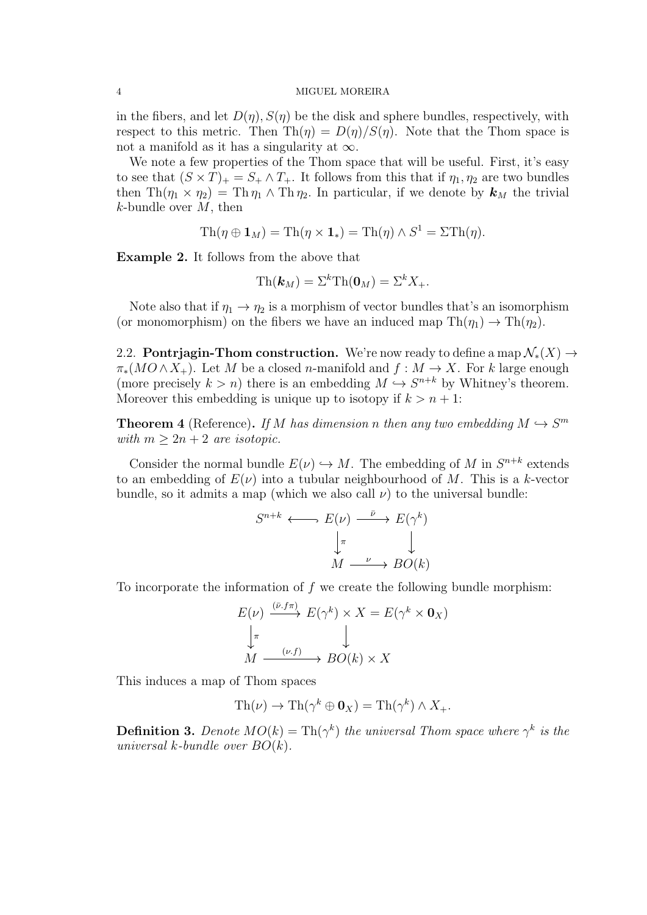in the fibers, and let $D(\eta), S(\eta)$ be the disk and sphere bundles, respectively, with respect to this metric. Then $\mathrm{Th}(\eta) = D(\eta)/S(\eta)$. Note that the Thom space is not a manifold as it has a singularity at $\infty$.

We note a few properties of the Thom space that will be useful. First, it's easy to see that $(S \times T)_+ = S_+ \wedge T_+$. It follows from this that if $\eta_1, \eta_2$ are two bundles then $\mathrm{Th}(\eta_1 \times \eta_2) = \mathrm{Th}\,\eta_1 \wedge \mathrm{Th}\,\eta_2$. In particular, if we denote by $\boldsymbol{k}_M$ the trivial $k$-bundle over $M$, then

$$\mathrm{Th}(\eta \oplus \mathbf{1}_M) = \mathrm{Th}(\eta \times \mathbf{1}_*) = \mathrm{Th}(\eta) \wedge S^1 = \Sigma \mathrm{Th}(\eta).$$

**Example 2.** It follows from the above that

$$\mathrm{Th}(\boldsymbol{k}_M) = \Sigma^k \mathrm{Th}(\mathbf{0}_M) = \Sigma^k X_+.$$

Note also that if $\eta_1 \to \eta_2$ is a morphism of vector bundles that's an isomorphism (or monomorphism) on the fibers we have an induced map $\mathrm{Th}(\eta_1) \to \mathrm{Th}(\eta_2)$.

## 2.2. Pontrjagin-Thom construction.

We're now ready to define a map $\mathcal{N}_*(X) \to \pi_*(MO \wedge X_+)$. Let $M$ be a closed $n$-manifold and $f : M \to X$. For $k$ large enough (more precisely $k > n$) there is an embedding $M \hookrightarrow S^{n+k}$ by Whitney's theorem. Moreover this embedding is unique up to isotopy if $k > n + 1$:

**Theorem 4** (Reference)**.** *If $M$ has dimension $n$ then any two embedding $M \hookrightarrow S^m$ with $m \geq 2n + 2$ are isotopic.*

Consider the normal bundle $E(\nu) \hookrightarrow M$. The embedding of $M$ in $S^{n+k}$ extends to an embedding of $E(\nu)$ into a tubular neighbourhood of $M$. This is a $k$-vector bundle, so it admits a map (which we also call $\nu$) to the universal bundle:

$$\begin{array}{ccccc} S^{n+k} & \longleftarrow & E(\nu) & \xrightarrow{\bar{\nu}} & E(\gamma^k) \\ & & \big\downarrow{\scriptstyle \pi} & & \big\downarrow \\ & & M & \xrightarrow{\nu} & BO(k) \end{array}$$

To incorporate the information of $f$ we create the following bundle morphism:

$$\begin{array}{ccc} E(\nu) & \xrightarrow{(\bar{\nu}.f\pi)} & E(\gamma^k) \times X = E(\gamma^k \times \mathbf{0}_X) \\ \big\downarrow{\scriptstyle \pi} & & \big\downarrow \\ M & \xrightarrow{(\nu.f)} & BO(k) \times X \end{array}$$

This induces a map of Thom spaces

$$\mathrm{Th}(\nu) \to \mathrm{Th}(\gamma^k \oplus \mathbf{0}_X) = \mathrm{Th}(\gamma^k) \wedge X_+.$$

**Definition 3.** *Denote $MO(k) = \mathrm{Th}(\gamma^k)$ the universal Thom space where $\gamma^k$ is the universal $k$-bundle over $BO(k)$.*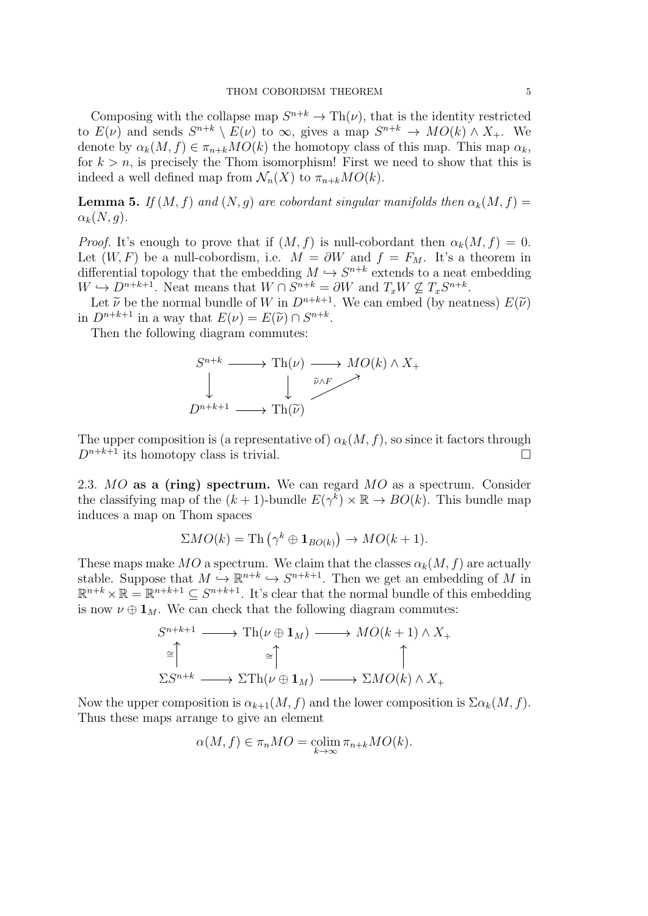Composing with the collapse map $S^{n+k} \to \mathrm{Th}(\nu)$, that is the identity restricted to $E(\nu)$ and sends $S^{n+k} \setminus E(\nu)$ to $\infty$, gives a map $S^{n+k} \to MO(k) \wedge X_+$. We denote by $\alpha_k(M, f) \in \pi_{n+k} MO(k)$ the homotopy class of this map. This map $\alpha_k$, for $k > n$, is precisely the Thom isomorphism! First we need to show that this is indeed a well defined map from $\mathcal{N}_n(X)$ to $\pi_{n+k} MO(k)$.

**Lemma 5.** *If $(M, f)$ and $(N, g)$ are cobordant singular manifolds then $\alpha_k(M, f) = \alpha_k(N, g)$.*

*Proof.* It's enough to prove that if $(M, f)$ is null-cobordant then $\alpha_k(M, f) = 0$. Let $(W, F)$ be a null-cobordism, i.e. $M = \partial W$ and $f = F_M$. It's a theorem in differential topology that the embedding $M \hookrightarrow S^{n+k}$ extends to a neat embedding $W \hookrightarrow D^{n+k+1}$. Neat means that $W \cap S^{n+k} = \partial W$ and $T_x W \not\subseteq T_x S^{n+k}$.

Let $\widetilde{\nu}$ be the normal bundle of $W$ in $D^{n+k+1}$. We can embed (by neatness) $E(\widetilde{\nu})$ in $D^{n+k+1}$ in a way that $E(\nu) = E(\widetilde{\nu}) \cap S^{n+k}$.

Then the following diagram commutes:

$$\begin{array}{ccccc} S^{n+k} & \longrightarrow & \mathrm{Th}(\nu) & \longrightarrow & MO(k) \wedge X_+ \\ \downarrow & & \downarrow & \nearrow_{\widetilde{\nu} \wedge F} & \\ D^{n+k+1} & \longrightarrow & \mathrm{Th}(\widetilde{\nu}) & & \end{array}$$

The upper composition is (a representative of) $\alpha_k(M, f)$, so since it factors through $D^{n+k+1}$ its homotopy class is trivial. $\square$

2.3. $MO$ **as a (ring) spectrum.** We can regard $MO$ as a spectrum. Consider the classifying map of the $(k+1)$-bundle $E(\gamma^k) \times \mathbb{R} \to BO(k)$. This bundle map induces a map on Thom spaces

$$\Sigma MO(k) = \mathrm{Th}\left(\gamma^k \oplus \mathbf{1}_{BO(k)}\right) \to MO(k+1).$$

These maps make $MO$ a spectrum. We claim that the classes $\alpha_k(M, f)$ are actually stable. Suppose that $M \hookrightarrow \mathbb{R}^{n+k} \hookrightarrow S^{n+k+1}$. Then we get an embedding of $M$ in $\mathbb{R}^{n+k} \times \mathbb{R} = \mathbb{R}^{n+k+1} \subseteq S^{n+k+1}$. It's clear that the normal bundle of this embedding is now $\nu \oplus \mathbf{1}_M$. We can check that the following diagram commutes:

$$\begin{array}{ccccc} S^{n+k+1} & \longrightarrow & \mathrm{Th}(\nu \oplus \mathbf{1}_M) & \longrightarrow & MO(k+1) \wedge X_+ \\ \cong \uparrow & & \cong \uparrow & & \uparrow \\ \Sigma S^{n+k} & \longrightarrow & \Sigma \mathrm{Th}(\nu \oplus \mathbf{1}_M) & \longrightarrow & \Sigma MO(k) \wedge X_+ \end{array}$$

Now the upper composition is $\alpha_{k+1}(M, f)$ and the lower composition is $\Sigma \alpha_k(M, f)$. Thus these maps arrange to give an element

$$\alpha(M, f) \in \pi_n MO = \operatorname*{colim}_{k \to \infty} \pi_{n+k} MO(k).$$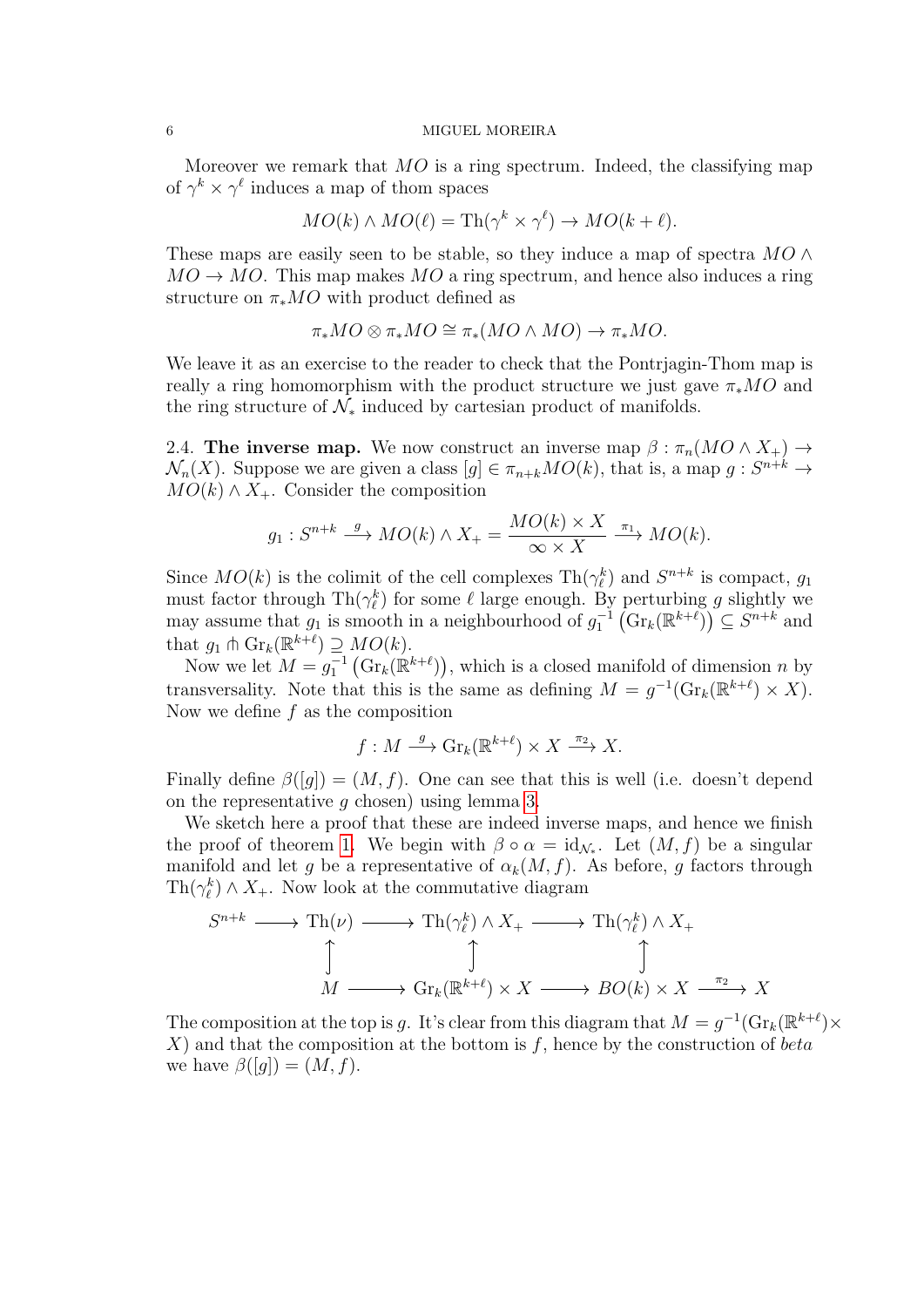Moreover we remark that $MO$ is a ring spectrum. Indeed, the classifying map of $\gamma^k \times \gamma^\ell$ induces a map of thom spaces

$$MO(k) \wedge MO(\ell) = \mathrm{Th}(\gamma^k \times \gamma^\ell) \to MO(k+\ell).$$

These maps are easily seen to be stable, so they induce a map of spectra $MO \wedge MO \to MO$. This map makes $MO$ a ring spectrum, and hence also induces a ring structure on $\pi_* MO$ with product defined as

$$\pi_* MO \otimes \pi_* MO \cong \pi_*(MO \wedge MO) \to \pi_* MO.$$

We leave it as an exercise to the reader to check that the Pontrjagin-Thom map is really a ring homomorphism with the product structure we just gave $\pi_* MO$ and the ring structure of $\mathcal{N}_*$ induced by cartesian product of manifolds.

2.4. **The inverse map.** We now construct an inverse map $\beta : \pi_n(MO \wedge X_+) \to \mathcal{N}_n(X)$. Suppose we are given a class $[g] \in \pi_{n+k} MO(k)$, that is, a map $g : S^{n+k} \to MO(k) \wedge X_+$. Consider the composition

$$g_1 : S^{n+k} \xrightarrow{g} MO(k) \wedge X_+ = \frac{MO(k) \times X}{\infty \times X} \xrightarrow{\pi_1} MO(k).$$

Since $MO(k)$ is the colimit of the cell complexes $\mathrm{Th}(\gamma^k_\ell)$ and $S^{n+k}$ is compact, $g_1$ must factor through $\mathrm{Th}(\gamma^k_\ell)$ for some $\ell$ large enough. By perturbing $g$ slightly we may assume that $g_1$ is smooth in a neighbourhood of $g_1^{-1}\left(\mathrm{Gr}_k(\mathbb{R}^{k+\ell})\right) \subseteq S^{n+k}$ and that $g_1 \pitchfork \mathrm{Gr}_k(\mathbb{R}^{k+\ell}) \supseteq MO(k)$.

Now we let $M = g_1^{-1}\left(\mathrm{Gr}_k(\mathbb{R}^{k+\ell})\right)$, which is a closed manifold of dimension $n$ by transversality. Note that this is the same as defining $M = g^{-1}(\mathrm{Gr}_k(\mathbb{R}^{k+\ell}) \times X)$. Now we define $f$ as the composition

$$f : M \xrightarrow{g} \mathrm{Gr}_k(\mathbb{R}^{k+\ell}) \times X \xrightarrow{\pi_2} X.$$

Finally define $\beta([g]) = (M, f)$. One can see that this is well (i.e. doesn't depend on the representative $g$ chosen) using lemma 3.

We sketch here a proof that these are indeed inverse maps, and hence we finish the proof of theorem 1. We begin with $\beta \circ \alpha = \mathrm{id}_{\mathcal{N}_*}$. Let $(M, f)$ be a singular manifold and let $g$ be a representative of $\alpha_k(M, f)$. As before, $g$ factors through $\mathrm{Th}(\gamma^k_\ell) \wedge X_+$. Now look at the commutative diagram

$$\begin{array}{ccccccc}
S^{n+k} & \longrightarrow & \mathrm{Th}(\nu) & \longrightarrow & \mathrm{Th}(\gamma^k_\ell) \wedge X_+ & \longrightarrow & \mathrm{Th}(\gamma^k_\ell) \wedge X_+ & & \\
 & & \uparrow & & \uparrow & & \uparrow & & \\
 & & M & \longrightarrow & \mathrm{Gr}_k(\mathbb{R}^{k+\ell}) \times X & \longrightarrow & BO(k) \times X & \xrightarrow{\pi_2} & X
\end{array}$$

The composition at the top is $g$. It's clear from this diagram that $M = g^{-1}(\mathrm{Gr}_k(\mathbb{R}^{k+\ell}) \times X)$ and that the composition at the bottom is $f$, hence by the construction of *beta* we have $\beta([g]) = (M, f)$.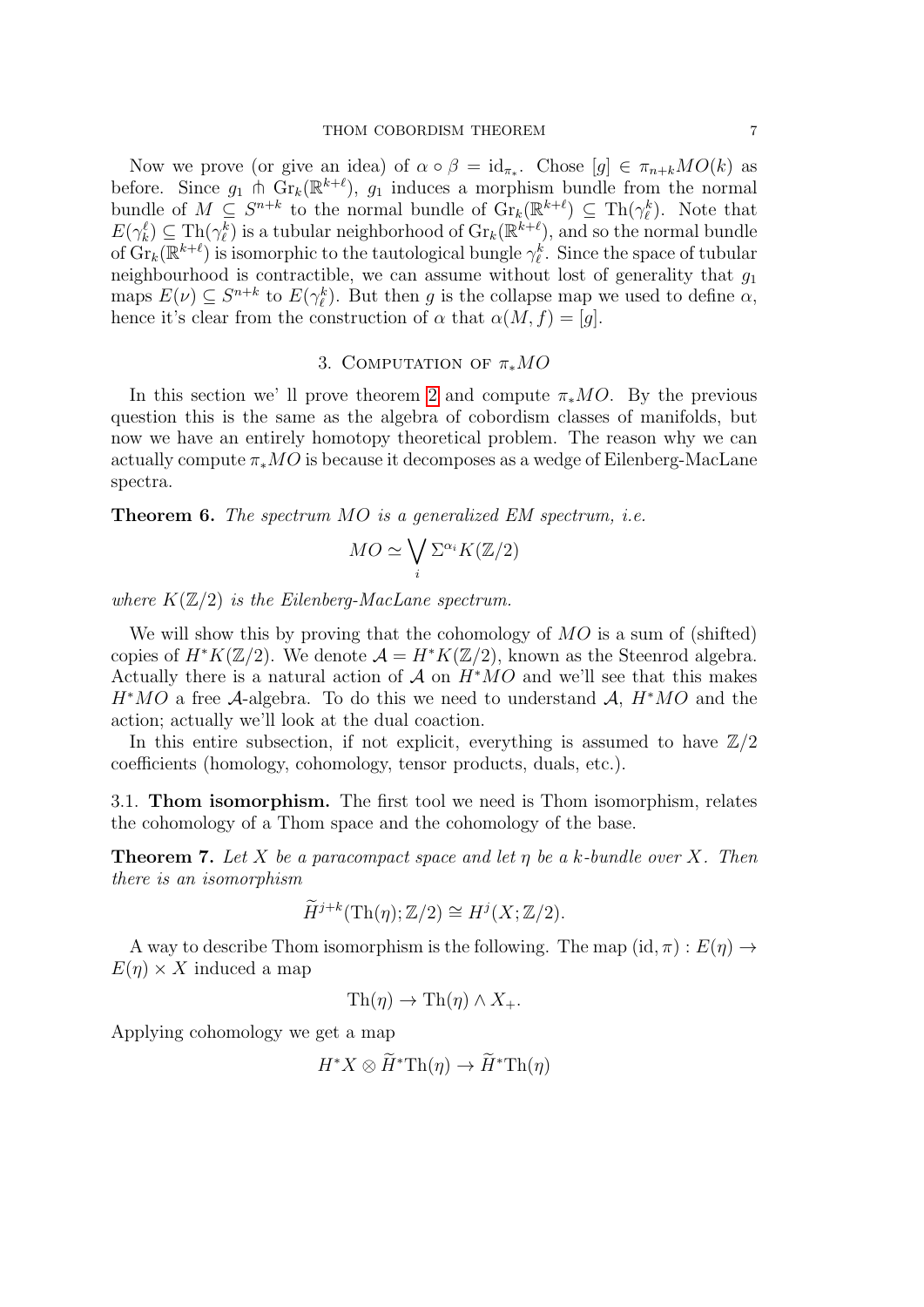Now we prove (or give an idea) of $\alpha \circ \beta = \mathrm{id}_{\pi_*}$. Chose $[g] \in \pi_{n+k}MO(k)$ as before. Since $g_1 \pitchfork \mathrm{Gr}_k(\mathbb{R}^{k+\ell})$, $g_1$ induces a morphism bundle from the normal bundle of $M \subseteq S^{n+k}$ to the normal bundle of $\mathrm{Gr}_k(\mathbb{R}^{k+\ell}) \subseteq \mathrm{Th}(\gamma_\ell^k)$. Note that $E(\gamma_k^\ell) \subseteq \mathrm{Th}(\gamma_\ell^k)$ is a tubular neighborhood of $\mathrm{Gr}_k(\mathbb{R}^{k+\ell})$, and so the normal bundle of $\mathrm{Gr}_k(\mathbb{R}^{k+\ell})$ is isomorphic to the tautological bungle $\gamma_\ell^k$. Since the space of tubular neighbourhood is contractible, we can assume without lost of generality that $g_1$ maps $E(\nu) \subseteq S^{n+k}$ to $E(\gamma_\ell^k)$. But then $g$ is the collapse map we used to define $\alpha$, hence it's clear from the construction of $\alpha$ that $\alpha(M, f) = [g]$.

## 3. Computation of $\pi_*MO$

In this section we' ll prove theorem 2 and compute $\pi_*MO$. By the previous question this is the same as the algebra of cobordism classes of manifolds, but now we have an entirely homotopy theoretical problem. The reason why we can actually compute $\pi_*MO$ is because it decomposes as a wedge of Eilenberg-MacLane spectra.

**Theorem 6.** *The spectrum $MO$ is a generalized EM spectrum, i.e.*

$$MO \simeq \bigvee_i \Sigma^{\alpha_i} K(\mathbb{Z}/2)$$

*where $K(\mathbb{Z}/2)$ is the Eilenberg-MacLane spectrum.*

We will show this by proving that the cohomology of $MO$ is a sum of (shifted) copies of $H^*K(\mathbb{Z}/2)$. We denote $\mathcal{A} = H^*K(\mathbb{Z}/2)$, known as the Steenrod algebra. Actually there is a natural action of $\mathcal{A}$ on $H^*MO$ and we'll see that this makes $H^*MO$ a free $\mathcal{A}$-algebra. To do this we need to understand $\mathcal{A}$, $H^*MO$ and the action; actually we'll look at the dual coaction.

In this entire subsection, if not explicit, everything is assumed to have $\mathbb{Z}/2$ coefficients (homology, cohomology, tensor products, duals, etc.).

### 3.1. Thom isomorphism.

The first tool we need is Thom isomorphism, relates the cohomology of a Thom space and the cohomology of the base.

**Theorem 7.** *Let $X$ be a paracompact space and let $\eta$ be a $k$-bundle over $X$. Then there is an isomorphism*

$$\widetilde{H}^{j+k}(\mathrm{Th}(\eta); \mathbb{Z}/2) \cong H^j(X; \mathbb{Z}/2).$$

A way to describe Thom isomorphism is the following. The map $(\mathrm{id}, \pi) : E(\eta) \to E(\eta) \times X$ induced a map

$$\mathrm{Th}(\eta) \to \mathrm{Th}(\eta) \wedge X_+.$$

Applying cohomology we get a map

$$H^*X \otimes \widetilde{H}^*\mathrm{Th}(\eta) \to \widetilde{H}^*\mathrm{Th}(\eta)$$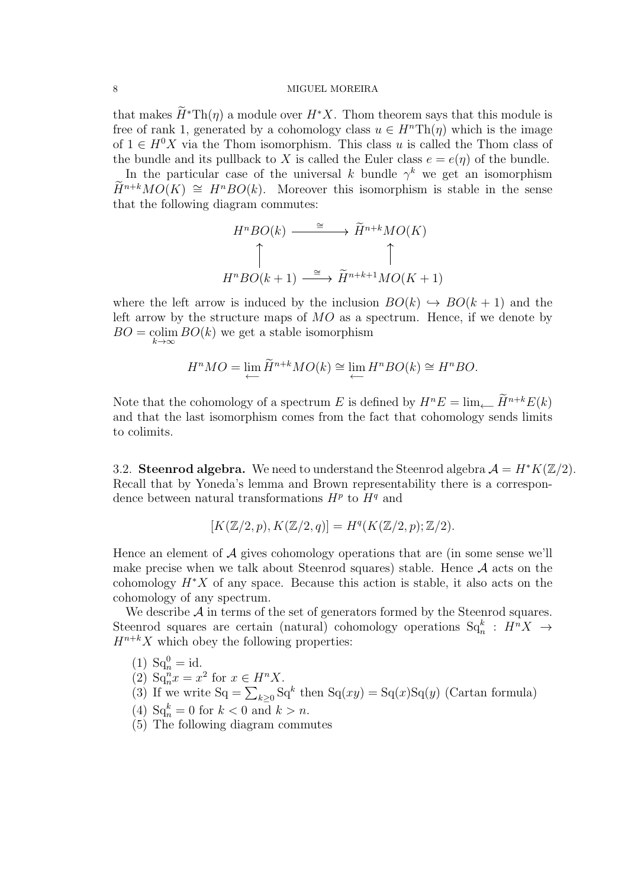that makes $\widetilde{H}^*\mathrm{Th}(\eta)$ a module over $H^*X$. Thom theorem says that this module is free of rank 1, generated by a cohomology class $u \in H^n\mathrm{Th}(\eta)$ which is the image of $1 \in H^0X$ via the Thom isomorphism. This class $u$ is called the Thom class of the bundle and its pullback to $X$ is called the Euler class $e = e(\eta)$ of the bundle.

In the particular case of the universal $k$ bundle $\gamma^k$ we get an isomorphism $\widetilde{H}^{n+k}MO(K) \cong H^nBO(k)$. Moreover this isomorphism is stable in the sense that the following diagram commutes:

$$\begin{array}{ccc}
H^nBO(k) & \xrightarrow{\cong} & \widetilde{H}^{n+k}MO(K) \\
\uparrow & & \uparrow \\
H^nBO(k+1) & \xrightarrow{\cong} & \widetilde{H}^{n+k+1}MO(K+1)
\end{array}$$

where the left arrow is induced by the inclusion $BO(k) \hookrightarrow BO(k+1)$ and the left arrow by the structure maps of $MO$ as a spectrum. Hence, if we denote by $BO = \operatorname*{colim}_{k\to\infty} BO(k)$ we get a stable isomorphism

$$H^nMO = \lim_{\longleftarrow} \widetilde{H}^{n+k}MO(k) \cong \lim_{\longleftarrow} H^nBO(k) \cong H^nBO.$$

Note that the cohomology of a spectrum $E$ is defined by $H^nE = \lim_{\longleftarrow} \widetilde{H}^{n+k}E(k)$ and that the last isomorphism comes from the fact that cohomology sends limits to colimits.

3.2. **Steenrod algebra.** We need to understand the Steenrod algebra $\mathcal{A} = H^*K(\mathbb{Z}/2)$. Recall that by Yoneda's lemma and Brown representability there is a correspondence between natural transformations $H^p$ to $H^q$ and

$$[K(\mathbb{Z}/2, p), K(\mathbb{Z}/2, q)] = H^q(K(\mathbb{Z}/2, p); \mathbb{Z}/2).$$

Hence an element of $\mathcal{A}$ gives cohomology operations that are (in some sense we'll make precise when we talk about Steenrod squares) stable. Hence $\mathcal{A}$ acts on the cohomology $H^*X$ of any space. Because this action is stable, it also acts on the cohomology of any spectrum.

We describe $\mathcal{A}$ in terms of the set of generators formed by the Steenrod squares. Steenrod squares are certain (natural) cohomology operations $\mathrm{Sq}_n^k : H^nX \to H^{n+k}X$ which obey the following properties:

(1) $\mathrm{Sq}_n^0 = \mathrm{id}$.
(2) $\mathrm{Sq}_n^n x = x^2$ for $x \in H^nX$.
(3) If we write $\mathrm{Sq} = \sum_{k\geq 0} \mathrm{Sq}^k$ then $\mathrm{Sq}(xy) = \mathrm{Sq}(x)\mathrm{Sq}(y)$ (Cartan formula)
(4) $\mathrm{Sq}_n^k = 0$ for $k < 0$ and $k > n$.
(5) The following diagram commutes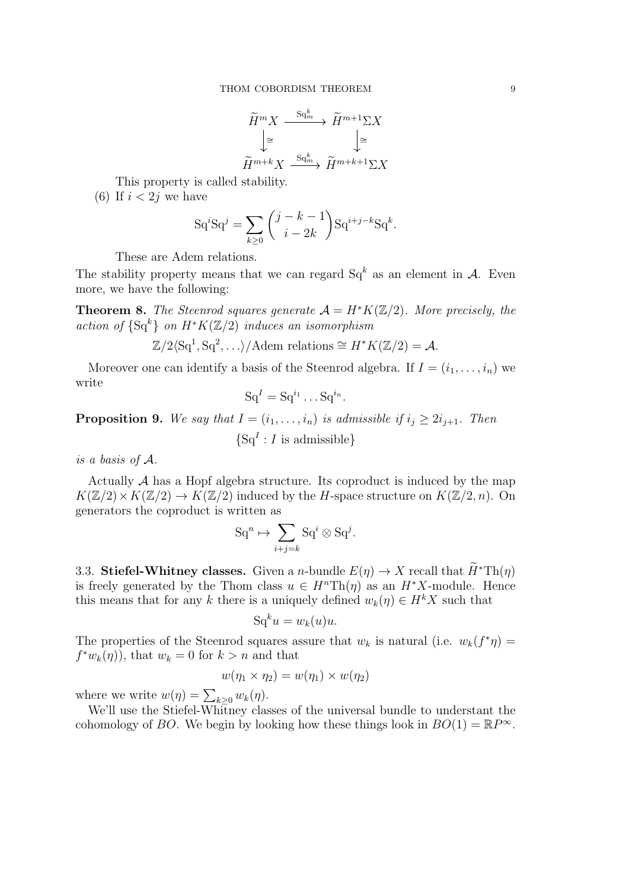$$\begin{array}{ccc}
\widetilde{H}^m X & \xrightarrow{\mathrm{Sq}^k_m} & \widetilde{H}^{m+1}\Sigma X \\
\downarrow \cong & & \downarrow \cong \\
\widetilde{H}^{m+k} X & \xrightarrow{\mathrm{Sq}^k_m} & \widetilde{H}^{m+k+1}\Sigma X
\end{array}$$

This property is called stability.

(6) If $i < 2j$ we have

$$\mathrm{Sq}^i\mathrm{Sq}^j = \sum_{k\geq 0} \binom{j-k-1}{i-2k} \mathrm{Sq}^{i+j-k}\mathrm{Sq}^k.$$

These are Adem relations.

The stability property means that we can regard $\mathrm{Sq}^k$ as an element in $\mathcal{A}$. Even more, we have the following:

**Theorem 8.** *The Steenrod squares generate $\mathcal{A} = H^*K(\mathbb{Z}/2)$. More precisely, the action of $\{\mathrm{Sq}^k\}$ on $H^*K(\mathbb{Z}/2)$ induces an isomorphism*

$$\mathbb{Z}/2\langle \mathrm{Sq}^1, \mathrm{Sq}^2, \ldots\rangle/\text{Adem relations} \cong H^*K(\mathbb{Z}/2) = \mathcal{A}.$$

Moreover one can identify a basis of the Steenrod algebra. If $I = (i_1, \ldots, i_n)$ we write

$$\mathrm{Sq}^I = \mathrm{Sq}^{i_1} \ldots \mathrm{Sq}^{i_n}.$$

**Proposition 9.** *We say that $I = (i_1, \ldots, i_n)$ is admissible if $i_j \geq 2i_{j+1}$. Then*

$$\{\mathrm{Sq}^I : I \text{ is admissible}\}$$

*is a basis of $\mathcal{A}$.*

Actually $\mathcal{A}$ has a Hopf algebra structure. Its coproduct is induced by the map $K(\mathbb{Z}/2) \times K(\mathbb{Z}/2) \to K(\mathbb{Z}/2)$ induced by the $H$-space structure on $K(\mathbb{Z}/2, n)$. On generators the coproduct is written as

$$\mathrm{Sq}^n \mapsto \sum_{i+j=k} \mathrm{Sq}^i \otimes \mathrm{Sq}^j.$$

3.3. **Stiefel-Whitney classes.** Given a $n$-bundle $E(\eta) \to X$ recall that $\widetilde{H}^*\mathrm{Th}(\eta)$ is freely generated by the Thom class $u \in H^n\mathrm{Th}(\eta)$ as an $H^*X$-module. Hence this means that for any $k$ there is a uniquely defined $w_k(\eta) \in H^k X$ such that

$$\mathrm{Sq}^k u = w_k(u)u.$$

The properties of the Steenrod squares assure that $w_k$ is natural (i.e. $w_k(f^*\eta) = f^*w_k(\eta)$), that $w_k = 0$ for $k > n$ and that

$$w(\eta_1 \times \eta_2) = w(\eta_1) \times w(\eta_2)$$

where we write $w(\eta) = \sum_{k\geq 0} w_k(\eta)$.

We'll use the Stiefel-Whitney classes of the universal bundle to understant the cohomology of $BO$. We begin by looking how these things look in $BO(1) = \mathbb{R}P^\infty$.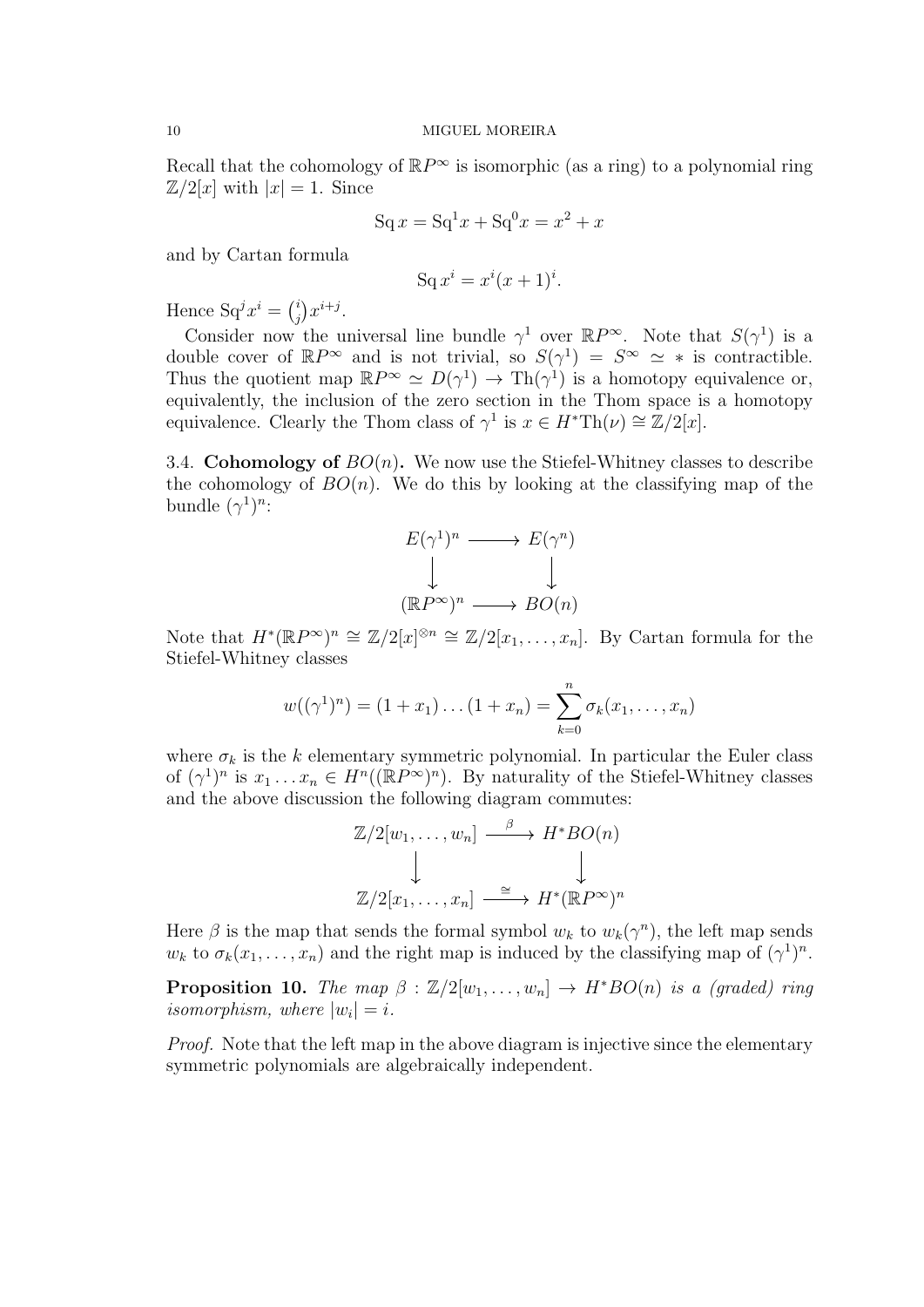Recall that the cohomology of $\mathbb{R}P^\infty$ is isomorphic (as a ring) to a polynomial ring $\mathbb{Z}/2[x]$ with $|x| = 1$. Since

$$\operatorname{Sq} x = \operatorname{Sq}^1 x + \operatorname{Sq}^0 x = x^2 + x$$

and by Cartan formula

$$\operatorname{Sq} x^i = x^i (x+1)^i.$$

Hence $\operatorname{Sq}^j x^i = \binom{i}{j} x^{i+j}$.

Consider now the universal line bundle $\gamma^1$ over $\mathbb{R}P^\infty$. Note that $S(\gamma^1)$ is a double cover of $\mathbb{R}P^\infty$ and is not trivial, so $S(\gamma^1) = S^\infty \simeq *$ is contractible. Thus the quotient map $\mathbb{R}P^\infty \simeq D(\gamma^1) \to \operatorname{Th}(\gamma^1)$ is a homotopy equivalence or, equivalently, the inclusion of the zero section in the Thom space is a homotopy equivalence. Clearly the Thom class of $\gamma^1$ is $x \in H^*\operatorname{Th}(\nu) \cong \mathbb{Z}/2[x]$.

3.4. **Cohomology of** $BO(n)$**.** We now use the Stiefel-Whitney classes to describe the cohomology of $BO(n)$. We do this by looking at the classifying map of the bundle $(\gamma^1)^n$:

$$\begin{array}{ccc} E(\gamma^1)^n & \longrightarrow & E(\gamma^n) \\ \big\downarrow & & \big\downarrow \\ (\mathbb{R}P^\infty)^n & \longrightarrow & BO(n) \end{array}$$

Note that $H^*(\mathbb{R}P^\infty)^n \cong \mathbb{Z}/2[x]^{\otimes n} \cong \mathbb{Z}/2[x_1, \ldots, x_n]$. By Cartan formula for the Stiefel-Whitney classes

$$w((\gamma^1)^n) = (1 + x_1) \ldots (1 + x_n) = \sum_{k=0}^{n} \sigma_k(x_1, \ldots, x_n)$$

where $\sigma_k$ is the $k$ elementary symmetric polynomial. In particular the Euler class of $(\gamma^1)^n$ is $x_1 \ldots x_n \in H^n((\mathbb{R}P^\infty)^n)$. By naturality of the Stiefel-Whitney classes and the above discussion the following diagram commutes:

$$\begin{array}{ccc} \mathbb{Z}/2[w_1, \ldots, w_n] & \xrightarrow{\ \beta\ } & H^*BO(n) \\ \big\downarrow & & \big\downarrow \\ \mathbb{Z}/2[x_1, \ldots, x_n] & \xrightarrow{\ \cong\ } & H^*(\mathbb{R}P^\infty)^n \end{array}$$

Here $\beta$ is the map that sends the formal symbol $w_k$ to $w_k(\gamma^n)$, the left map sends $w_k$ to $\sigma_k(x_1, \ldots, x_n)$ and the right map is induced by the classifying map of $(\gamma^1)^n$.

**Proposition 10.** *The map $\beta : \mathbb{Z}/2[w_1, \ldots, w_n] \to H^*BO(n)$ is a (graded) ring isomorphism, where $|w_i| = i$.*

*Proof.* Note that the left map in the above diagram is injective since the elementary symmetric polynomials are algebraically independent.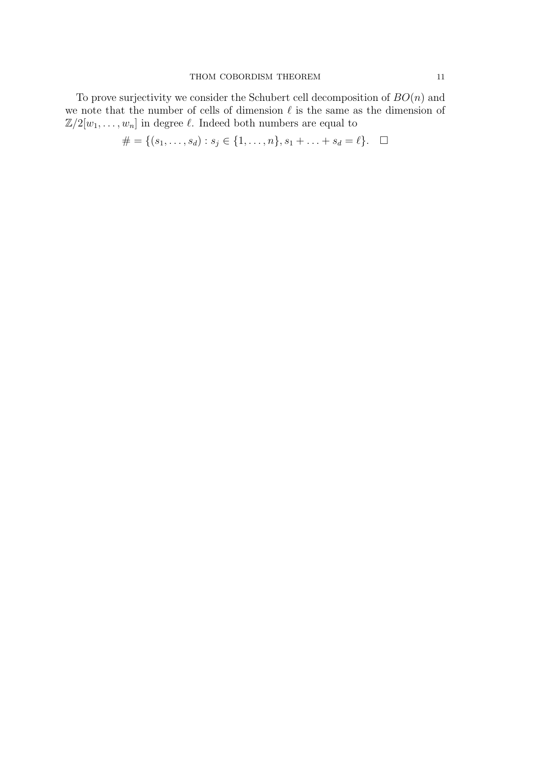To prove surjectivity we consider the Schubert cell decomposition of $BO(n)$ and we note that the number of cells of dimension $\ell$ is the same as the dimension of $\mathbb{Z}/2[w_1, \ldots, w_n]$ in degree $\ell$. Indeed both numbers are equal to

$$\# = \{(s_1, \ldots, s_d) : s_j \in \{1, \ldots, n\}, s_1 + \ldots + s_d = \ell\}. \quad \square$$